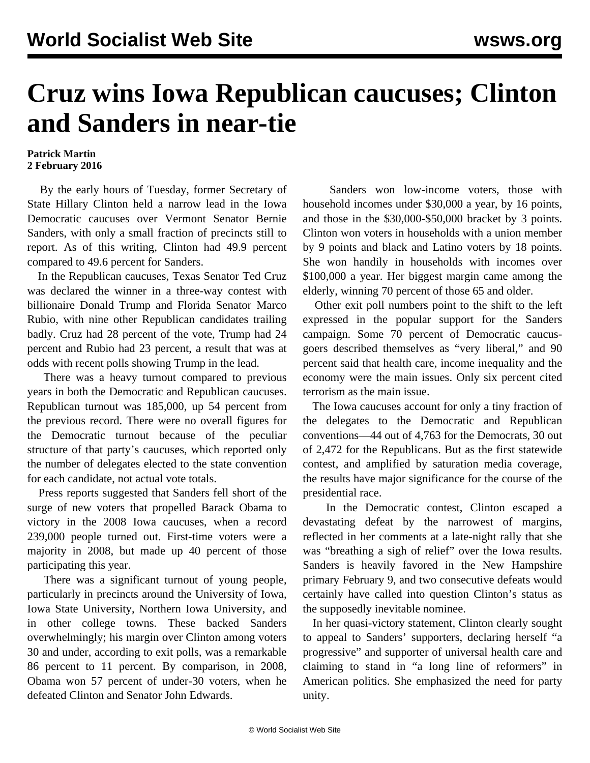# Cruz wins Iowa Republican caucuses; Clinton and Sanders in near-tie

**Patrick Martin**
**2 February 2016**

By the early hours of Tuesday, former Secretary of State Hillary Clinton held a narrow lead in the Iowa Democratic caucuses over Vermont Senator Bernie Sanders, with only a small fraction of precincts still to report. As of this writing, Clinton had 49.9 percent compared to 49.6 percent for Sanders.

In the Republican caucuses, Texas Senator Ted Cruz was declared the winner in a three-way contest with billionaire Donald Trump and Florida Senator Marco Rubio, with nine other Republican candidates trailing badly. Cruz had 28 percent of the vote, Trump had 24 percent and Rubio had 23 percent, a result that was at odds with recent polls showing Trump in the lead.

There was a heavy turnout compared to previous years in both the Democratic and Republican caucuses. Republican turnout was 185,000, up 54 percent from the previous record. There were no overall figures for the Democratic turnout because of the peculiar structure of that party's caucuses, which reported only the number of delegates elected to the state convention for each candidate, not actual vote totals.

Press reports suggested that Sanders fell short of the surge of new voters that propelled Barack Obama to victory in the 2008 Iowa caucuses, when a record 239,000 people turned out. First-time voters were a majority in 2008, but made up 40 percent of those participating this year.

There was a significant turnout of young people, particularly in precincts around the University of Iowa, Iowa State University, Northern Iowa University, and in other college towns. These backed Sanders overwhelmingly; his margin over Clinton among voters 30 and under, according to exit polls, was a remarkable 86 percent to 11 percent. By comparison, in 2008, Obama won 57 percent of under-30 voters, when he defeated Clinton and Senator John Edwards.

Sanders won low-income voters, those with household incomes under $30,000 a year, by 16 points, and those in the $30,000-$50,000 bracket by 3 points. Clinton won voters in households with a union member by 9 points and black and Latino voters by 18 points. She won handily in households with incomes over $100,000 a year. Her biggest margin came among the elderly, winning 70 percent of those 65 and older.

Other exit poll numbers point to the shift to the left expressed in the popular support for the Sanders campaign. Some 70 percent of Democratic caucus-goers described themselves as "very liberal," and 90 percent said that health care, income inequality and the economy were the main issues. Only six percent cited terrorism as the main issue.

The Iowa caucuses account for only a tiny fraction of the delegates to the Democratic and Republican conventions—44 out of 4,763 for the Democrats, 30 out of 2,472 for the Republicans. But as the first statewide contest, and amplified by saturation media coverage, the results have major significance for the course of the presidential race.

In the Democratic contest, Clinton escaped a devastating defeat by the narrowest of margins, reflected in her comments at a late-night rally that she was "breathing a sigh of relief" over the Iowa results. Sanders is heavily favored in the New Hampshire primary February 9, and two consecutive defeats would certainly have called into question Clinton's status as the supposedly inevitable nominee.

In her quasi-victory statement, Clinton clearly sought to appeal to Sanders' supporters, declaring herself "a progressive" and supporter of universal health care and claiming to stand in "a long line of reformers" in American politics. She emphasized the need for party unity.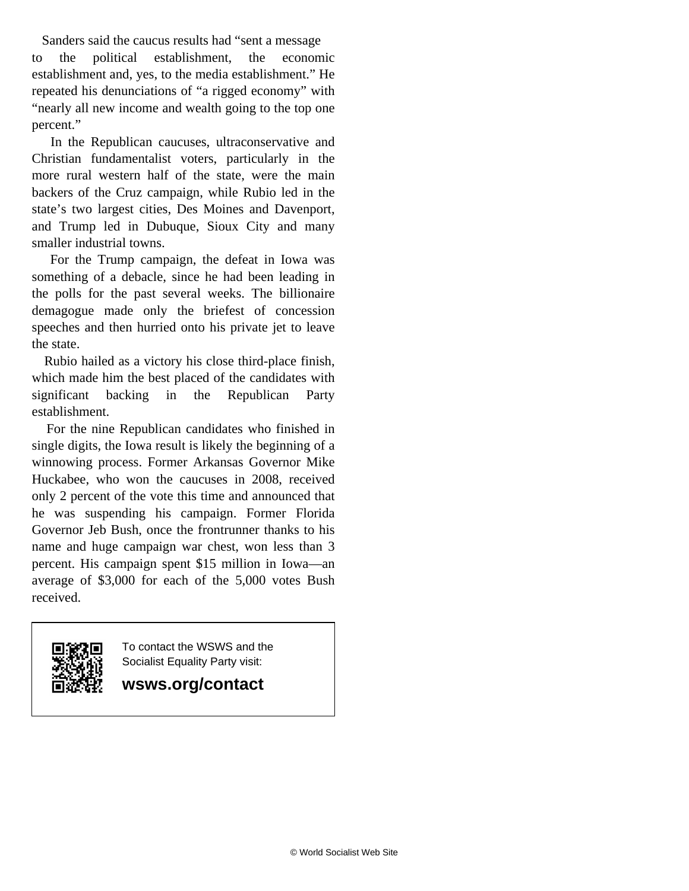Sanders said the caucus results had "sent a message to the political establishment, the economic establishment and, yes, to the media establishment." He repeated his denunciations of "a rigged economy" with "nearly all new income and wealth going to the top one percent."

In the Republican caucuses, ultraconservative and Christian fundamentalist voters, particularly in the more rural western half of the state, were the main backers of the Cruz campaign, while Rubio led in the state's two largest cities, Des Moines and Davenport, and Trump led in Dubuque, Sioux City and many smaller industrial towns.

For the Trump campaign, the defeat in Iowa was something of a debacle, since he had been leading in the polls for the past several weeks. The billionaire demagogue made only the briefest of concession speeches and then hurried onto his private jet to leave the state.

Rubio hailed as a victory his close third-place finish, which made him the best placed of the candidates with significant backing in the Republican Party establishment.

For the nine Republican candidates who finished in single digits, the Iowa result is likely the beginning of a winnowing process. Former Arkansas Governor Mike Huckabee, who won the caucuses in 2008, received only 2 percent of the vote this time and announced that he was suspending his campaign. Former Florida Governor Jeb Bush, once the frontrunner thanks to his name and huge campaign war chest, won less than 3 percent. His campaign spent $15 million in Iowa—an average of $3,000 for each of the 5,000 votes Bush received.

To contact the WSWS and the Socialist Equality Party visit:

**wsws.org/contact**